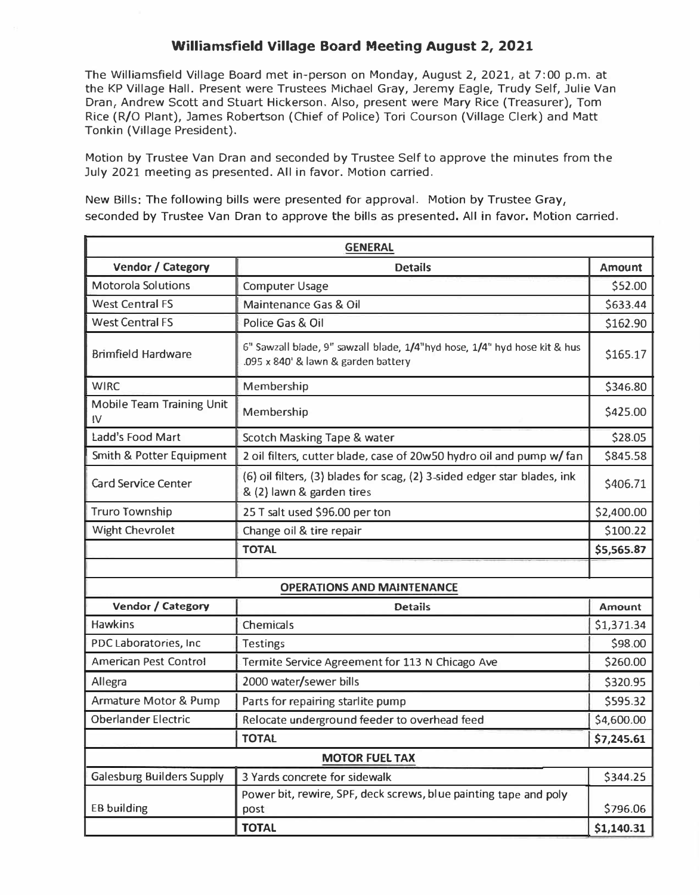# Williamsfield Village Board Meeting August 2, 2021

The Williamsfield Village Board met in-person on Monday, August 2, 2021, at 7:00 p.m. at the KP Village Hall. Present were Trustees Michael Gray, Jeremy Eagle, Trudy Self, Julie Van Dran, Andrew Scott and Stuart Hickerson. Also, present were Mary Rice (Treasurer), Tom Rice (R/O Plant), James Robertson (Chief of Police) Tori Courson (Village Clerk) and Matt Tonkin (Village President).

Motion by Trustee Van Dran and seconded by Trustee Self to approve the minutes from the July 2021 meeting as presented. All in favor. Motion carried.

New Bills: The following bills were presented for approval. Motion by Trustee Gray, seconded by Trustee Van Dran to approve the bills as presented. All in favor. Motion carried.

| GENERAL | | |
|---|---|---|
| **Vendor / Category** | **Details** | **Amount** |
| Motorola Solutions | Computer Usage | $52.00 |
| West Central FS | Maintenance Gas & Oil | $633.44 |
| West Central FS | Police Gas & Oil | $162.90 |
| Brimfield Hardware | 6" Sawzall blade, 9" sawzall blade, 1/4"hyd hose, 1/4" hyd hose kit & hus .095 x 840' & lawn & garden battery | $165.17 |
| WIRC | Membership | $346.80 |
| Mobile Team Training Unit IV | Membership | $425.00 |
| Ladd's Food Mart | Scotch Masking Tape & water | $28.05 |
| Smith & Potter Equipment | 2 oil filters, cutter blade, case of 20w50 hydro oil and pump w/ fan | $845.58 |
| Card Service Center | (6) oil filters, (3) blades for scag, (2) 3-sided edger star blades, ink & (2) lawn & garden tires | $406.71 |
| Truro Township | 25 T salt used $96.00 per ton | $2,400.00 |
| Wight Chevrolet | Change oil & tire repair | $100.22 |
| | **TOTAL** | **$5,565.87** |
| | | |
| **OPERATIONS AND MAINTENANCE** | | |
| **Vendor / Category** | **Details** | **Amount** |
| Hawkins | Chemicals | $1,371.34 |
| PDC Laboratories, Inc | Testings | $98.00 |
| American Pest Control | Termite Service Agreement for 113 N Chicago Ave | $260.00 |
| Allegra | 2000 water/sewer bills | $320.95 |
| Armature Motor & Pump | Parts for repairing starlite pump | $595.32 |
| Oberlander Electric | Relocate underground feeder to overhead feed | $4,600.00 |
| | **TOTAL** | **$7,245.61** |
| **MOTOR FUEL TAX** | | |
| Galesburg Builders Supply | 3 Yards concrete for sidewalk | $344.25 |
| EB building | Power bit, rewire, SPF, deck screws, blue painting tape and poly post | $796.06 |
| | **TOTAL** | **$1,140.31** |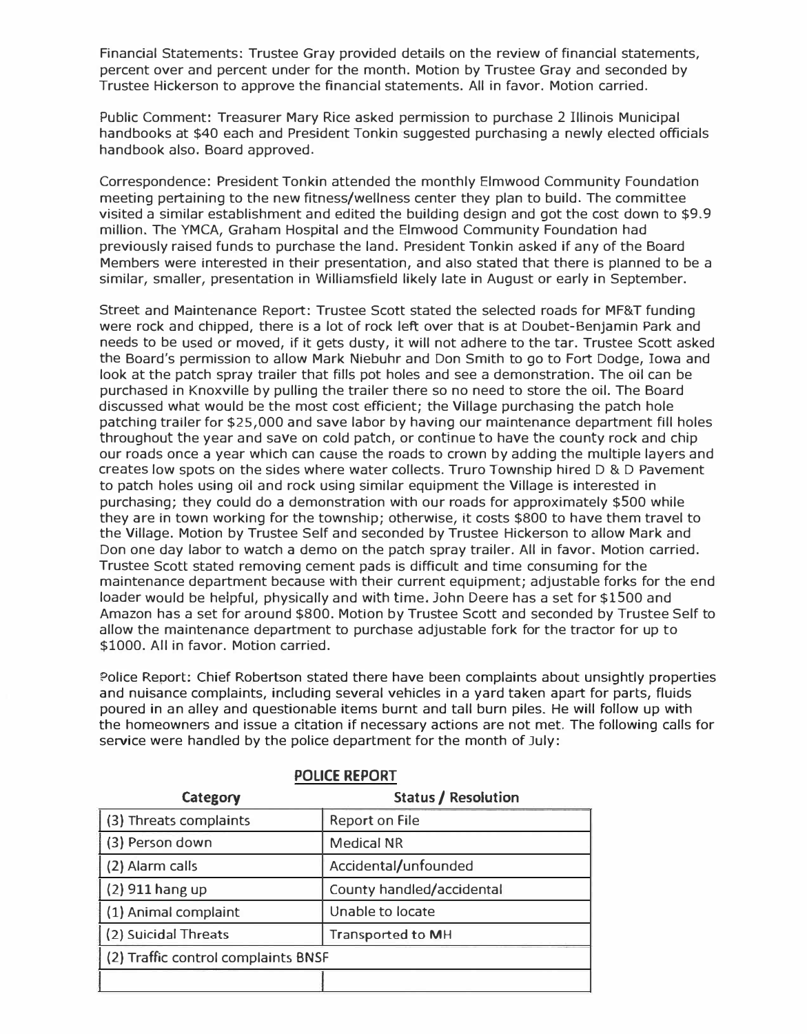Financial Statements: Trustee Gray provided details on the review of financial statements, percent over and percent under for the month. Motion by Trustee Gray and seconded by Trustee Hickerson to approve the financial statements. All in favor. Motion carried.

Public Comment: Treasurer Mary Rice asked permission to purchase 2 Illinois Municipal handbooks at $40 each and President Tonkin suggested purchasing a newly elected officials handbook also. Board approved.

Correspondence: President Tonkin attended the monthly Elmwood Community Foundation meeting pertaining to the new fitness/wellness center they plan to build. The committee visited a similar establishment and edited the building design and got the cost down to $9.9 million. The YMCA, Graham Hospital and the Elmwood Community Foundation had previously raised funds to purchase the land. President Tonkin asked if any of the Board Members were interested in their presentation, and also stated that there is planned to be a similar, smaller, presentation in Williamsfield likely late in August or early in September.

Street and Maintenance Report: Trustee Scott stated the selected roads for MF&T funding were rock and chipped, there is a lot of rock left over that is at Doubet-Benjamin Park and needs to be used or moved, if it gets dusty, it will not adhere to the tar. Trustee Scott asked the Board's permission to allow Mark Niebuhr and Don Smith to go to Fort Dodge, Iowa and look at the patch spray trailer that fills pot holes and see a demonstration. The oil can be purchased in Knoxville by pulling the trailer there so no need to store the oil. The Board discussed what would be the most cost efficient; the Village purchasing the patch hole patching trailer for $25,000 and save labor by having our maintenance department fill holes throughout the year and save on cold patch, or continue to have the county rock and chip our roads once a year which can cause the roads to crown by adding the multiple layers and creates low spots on the sides where water collects. Truro Township hired D & D Pavement to patch holes using oil and rock using similar equipment the Village is interested in purchasing; they could do a demonstration with our roads for approximately $500 while they are in town working for the township; otherwise, it costs $800 to have them travel to the Village. Motion by Trustee Self and seconded by Trustee Hickerson to allow Mark and Don one day labor to watch a demo on the patch spray trailer. All in favor. Motion carried. Trustee Scott stated removing cement pads is difficult and time consuming for the maintenance department because with their current equipment; adjustable forks for the end loader would be helpful, physically and with time. John Deere has a set for $1500 and Amazon has a set for around $800. Motion by Trustee Scott and seconded by Trustee Self to allow the maintenance department to purchase adjustable fork for the tractor for up to $1000. All in favor. Motion carried.

Police Report: Chief Robertson stated there have been complaints about unsightly properties and nuisance complaints, including several vehicles in a yard taken apart for parts, fluids poured in an alley and questionable items burnt and tall burn piles. He will follow up with the homeowners and issue a citation if necessary actions are not met. The following calls for service were handled by the police department for the month of July:

**POLICE REPORT**

| Category | Status / Resolution |
|---|---|
| (3) Threats complaints | Report on File |
| (3) Person down | Medical NR |
| (2) Alarm calls | Accidental/unfounded |
| (2) 911 hang up | County handled/accidental |
| (1) Animal complaint | Unable to locate |
| (2) Suicidal Threats | Transported to MH |
| (2) Traffic control complaints BNSF | |
| | |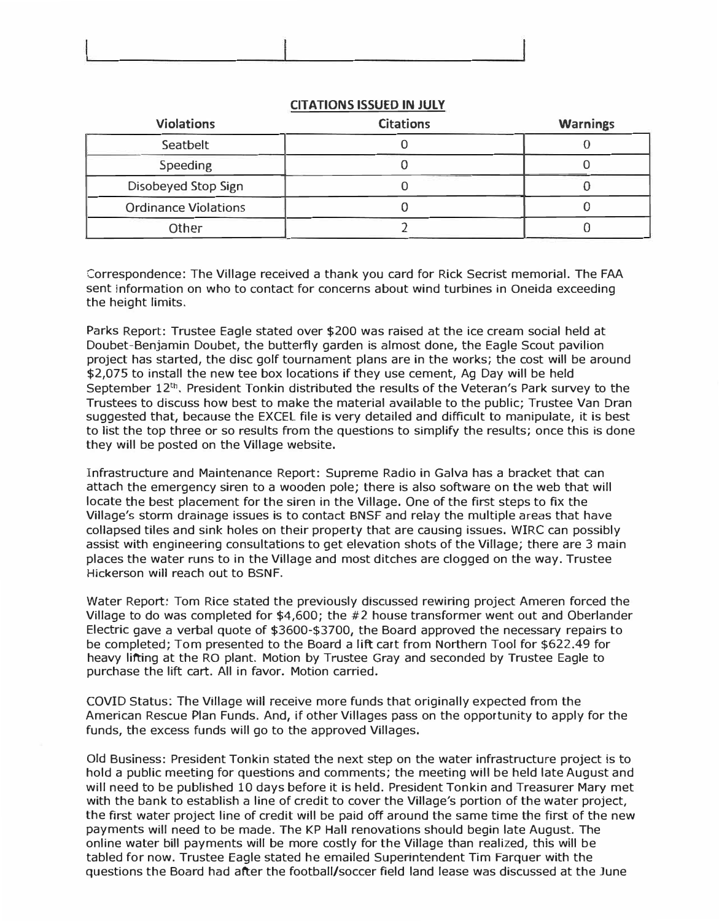## CITATIONS ISSUED IN JULY

| Violations | Citations | Warnings |
| --- | --- | --- |
| Seatbelt | 0 | 0 |
| Speeding | 0 | 0 |
| Disobeyed Stop Sign | 0 | 0 |
| Ordinance Violations | 0 | 0 |
| Other | 2 | 0 |

Correspondence: The Village received a thank you card for Rick Secrist memorial. The FAA sent information on who to contact for concerns about wind turbines in Oneida exceeding the height limits.

Parks Report: Trustee Eagle stated over $200 was raised at the ice cream social held at Doubet-Benjamin Doubet, the butterfly garden is almost done, the Eagle Scout pavilion project has started, the disc golf tournament plans are in the works; the cost will be around $2,075 to install the new tee box locations if they use cement, Ag Day will be held September 12th. President Tonkin distributed the results of the Veteran's Park survey to the Trustees to discuss how best to make the material available to the public; Trustee Van Dran suggested that, because the EXCEL file is very detailed and difficult to manipulate, it is best to list the top three or so results from the questions to simplify the results; once this is done they will be posted on the Village website.

Infrastructure and Maintenance Report: Supreme Radio in Galva has a bracket that can attach the emergency siren to a wooden pole; there is also software on the web that will locate the best placement for the siren in the Village. One of the first steps to fix the Village's storm drainage issues is to contact BNSF and relay the multiple areas that have collapsed tiles and sink holes on their property that are causing issues. WIRC can possibly assist with engineering consultations to get elevation shots of the Village; there are 3 main places the water runs to in the Village and most ditches are clogged on the way. Trustee Hickerson will reach out to BSNF.

Water Report: Tom Rice stated the previously discussed rewiring project Ameren forced the Village to do was completed for $4,600; the #2 house transformer went out and Oberlander Electric gave a verbal quote of $3600-$3700, the Board approved the necessary repairs to be completed; Tom presented to the Board a lift cart from Northern Tool for $622.49 for heavy lifting at the RO plant. Motion by Trustee Gray and seconded by Trustee Eagle to purchase the lift cart. All in favor. Motion carried.

COVID Status: The Village will receive more funds that originally expected from the American Rescue Plan Funds. And, if other Villages pass on the opportunity to apply for the funds, the excess funds will go to the approved Villages.

Old Business: President Tonkin stated the next step on the water infrastructure project is to hold a public meeting for questions and comments; the meeting will be held late August and will need to be published 10 days before it is held. President Tonkin and Treasurer Mary met with the bank to establish a line of credit to cover the Village's portion of the water project, the first water project line of credit will be paid off around the same time the first of the new payments will need to be made. The KP Hall renovations should begin late August. The online water bill payments will be more costly for the Village than realized, this will be tabled for now. Trustee Eagle stated he emailed Superintendent Tim Farquer with the questions the Board had after the football/soccer field land lease was discussed at the June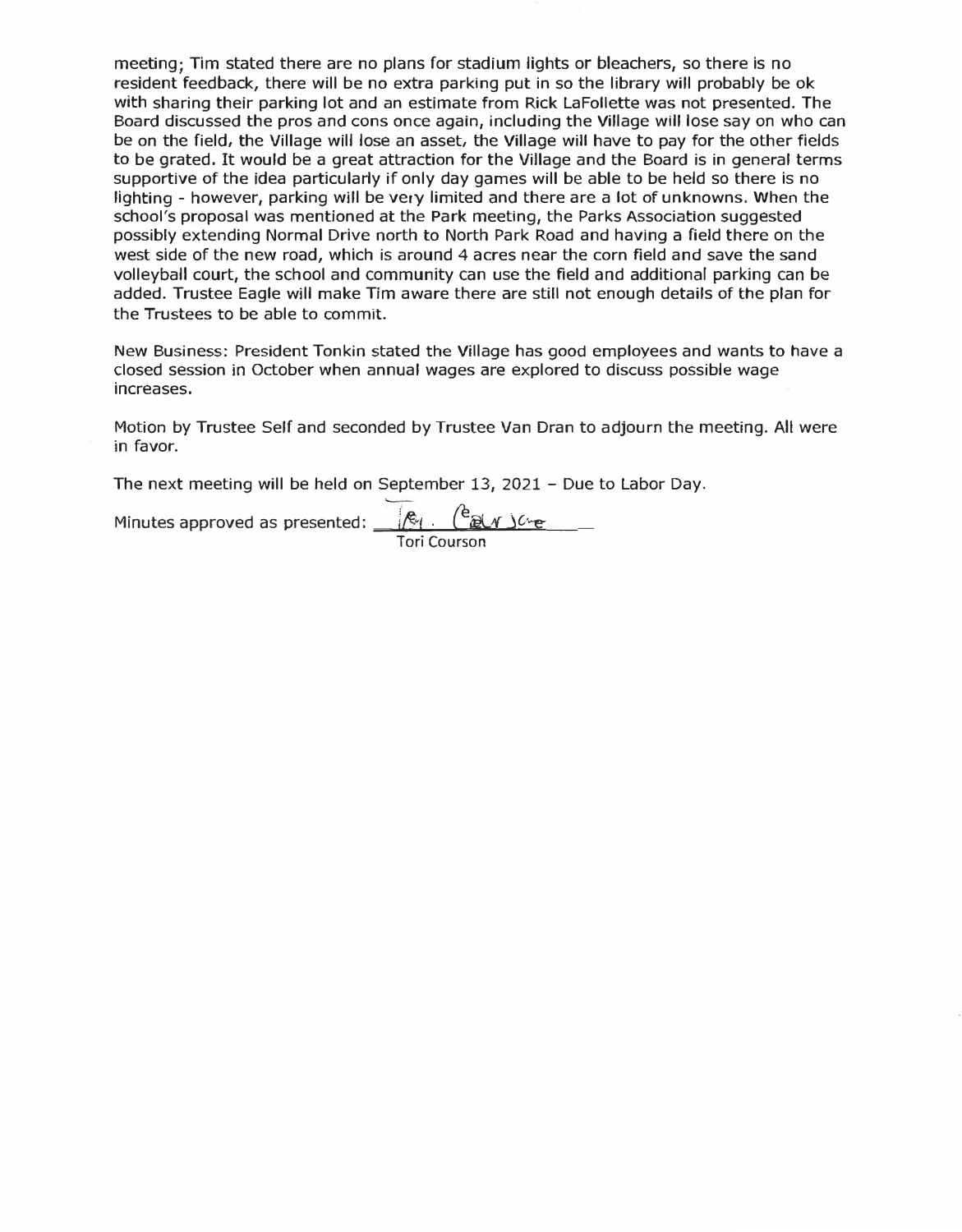meeting; Tim stated there are no plans for stadium lights or bleachers, so there is no resident feedback, there will be no extra parking put in so the library will probably be ok with sharing their parking lot and an estimate from Rick LaFollette was not presented. The Board discussed the pros and cons once again, including the Village will lose say on who can be on the field, the Village will lose an asset, the Village will have to pay for the other fields to be grated. It would be a great attraction for the Village and the Board is in general terms supportive of the idea particularly if only day games will be able to be held so there is no lighting - however, parking will be very limited and there are a lot of unknowns. When the school's proposal was mentioned at the Park meeting, the Parks Association suggested possibly extending Normal Drive north to North Park Road and having a field there on the west side of the new road, which is around 4 acres near the corn field and save the sand volleyball court, the school and community can use the field and additional parking can be added. Trustee Eagle will make Tim aware there are still not enough details of the plan for the Trustees to be able to commit.

New Business: President Tonkin stated the Village has good employees and wants to have a closed session in October when annual wages are explored to discuss possible wage increases.

Motion by Trustee Self and seconded by Trustee Van Dran to adjourn the meeting. All were in favor.

The next meeting will be held on September 13, 2021 – Due to Labor Day.

Minutes approved as presented: ______________
Tori Courson